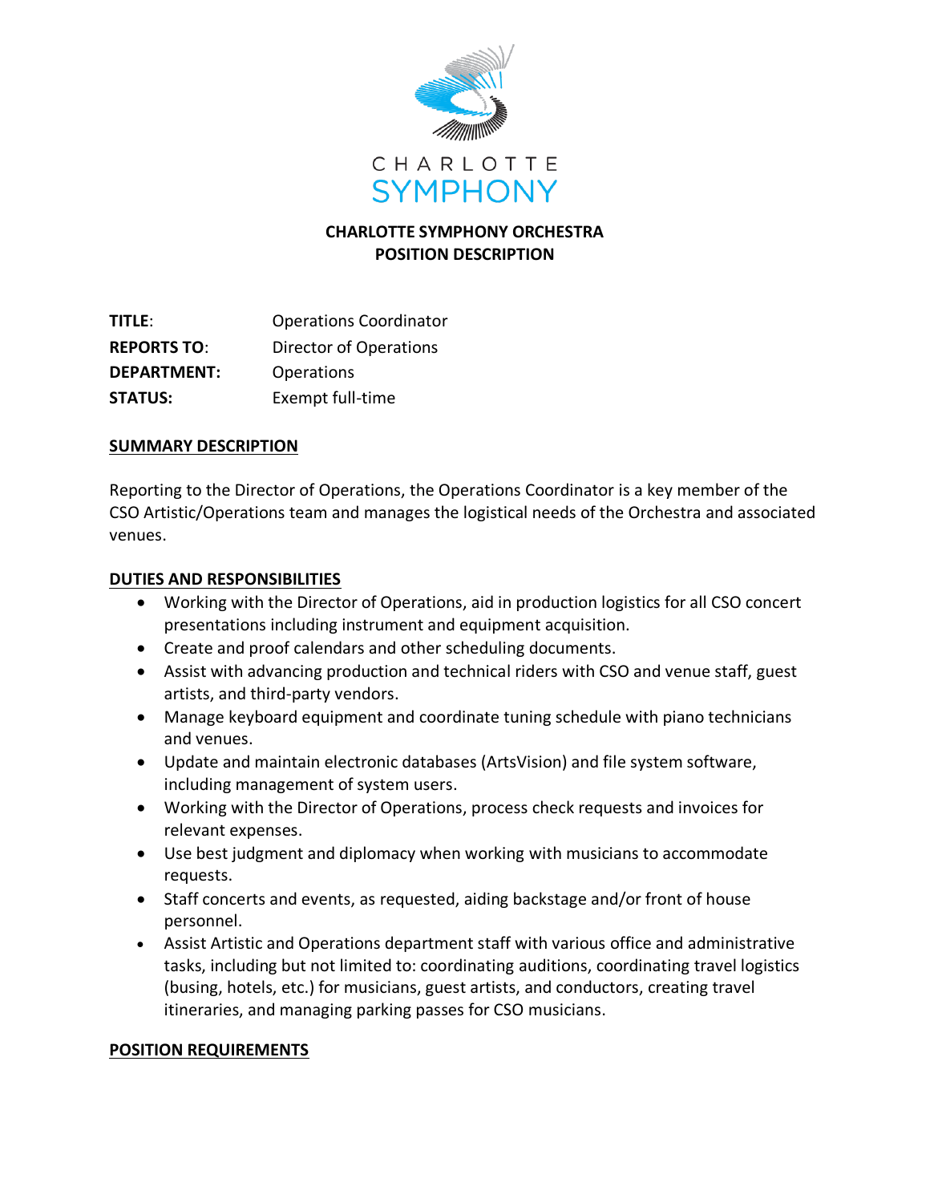CHARLOTTE
SYMPHONY

**CHARLOTTE SYMPHONY ORCHESTRA**
**POSITION DESCRIPTION**

| | |
|---|---|
| **TITLE**: | Operations Coordinator |
| **REPORTS TO**: | Director of Operations |
| **DEPARTMENT:** | Operations |
| **STATUS:** | Exempt full-time |

## SUMMARY DESCRIPTION

Reporting to the Director of Operations, the Operations Coordinator is a key member of the CSO Artistic/Operations team and manages the logistical needs of the Orchestra and associated venues.

## DUTIES AND RESPONSIBILITIES

- Working with the Director of Operations, aid in production logistics for all CSO concert presentations including instrument and equipment acquisition.
- Create and proof calendars and other scheduling documents.
- Assist with advancing production and technical riders with CSO and venue staff, guest artists, and third-party vendors.
- Manage keyboard equipment and coordinate tuning schedule with piano technicians and venues.
- Update and maintain electronic databases (ArtsVision) and file system software, including management of system users.
- Working with the Director of Operations, process check requests and invoices for relevant expenses.
- Use best judgment and diplomacy when working with musicians to accommodate requests.
- Staff concerts and events, as requested, aiding backstage and/or front of house personnel.
- Assist Artistic and Operations department staff with various office and administrative tasks, including but not limited to: coordinating auditions, coordinating travel logistics (busing, hotels, etc.) for musicians, guest artists, and conductors, creating travel itineraries, and managing parking passes for CSO musicians.

## POSITION REQUIREMENTS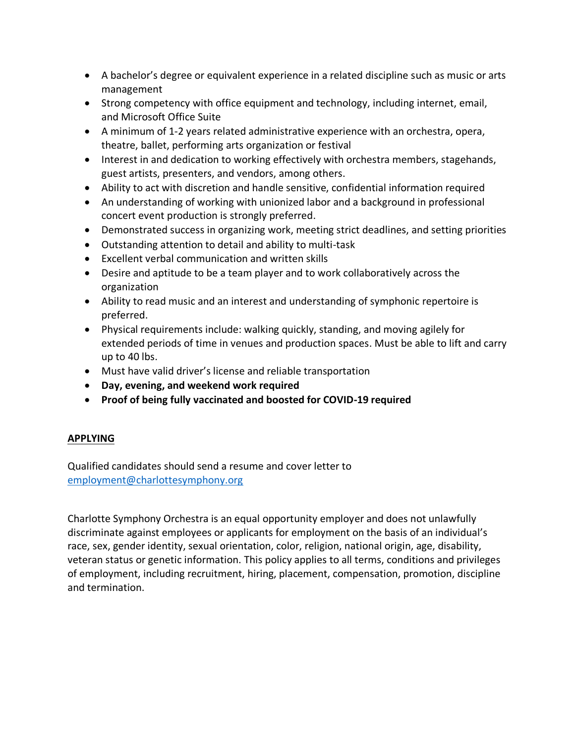- A bachelor's degree or equivalent experience in a related discipline such as music or arts management
- Strong competency with office equipment and technology, including internet, email, and Microsoft Office Suite
- A minimum of 1-2 years related administrative experience with an orchestra, opera, theatre, ballet, performing arts organization or festival
- Interest in and dedication to working effectively with orchestra members, stagehands, guest artists, presenters, and vendors, among others.
- Ability to act with discretion and handle sensitive, confidential information required
- An understanding of working with unionized labor and a background in professional concert event production is strongly preferred.
- Demonstrated success in organizing work, meeting strict deadlines, and setting priorities
- Outstanding attention to detail and ability to multi-task
- Excellent verbal communication and written skills
- Desire and aptitude to be a team player and to work collaboratively across the organization
- Ability to read music and an interest and understanding of symphonic repertoire is preferred.
- Physical requirements include: walking quickly, standing, and moving agilely for extended periods of time in venues and production spaces. Must be able to lift and carry up to 40 lbs.
- Must have valid driver's license and reliable transportation
- **Day, evening, and weekend work required**
- **Proof of being fully vaccinated and boosted for COVID-19 required**

## APPLYING

Qualified candidates should send a resume and cover letter to [employment@charlottesymphony.org](mailto:employment@charlottesymphony.org)

Charlotte Symphony Orchestra is an equal opportunity employer and does not unlawfully discriminate against employees or applicants for employment on the basis of an individual's race, sex, gender identity, sexual orientation, color, religion, national origin, age, disability, veteran status or genetic information. This policy applies to all terms, conditions and privileges of employment, including recruitment, hiring, placement, compensation, promotion, discipline and termination.